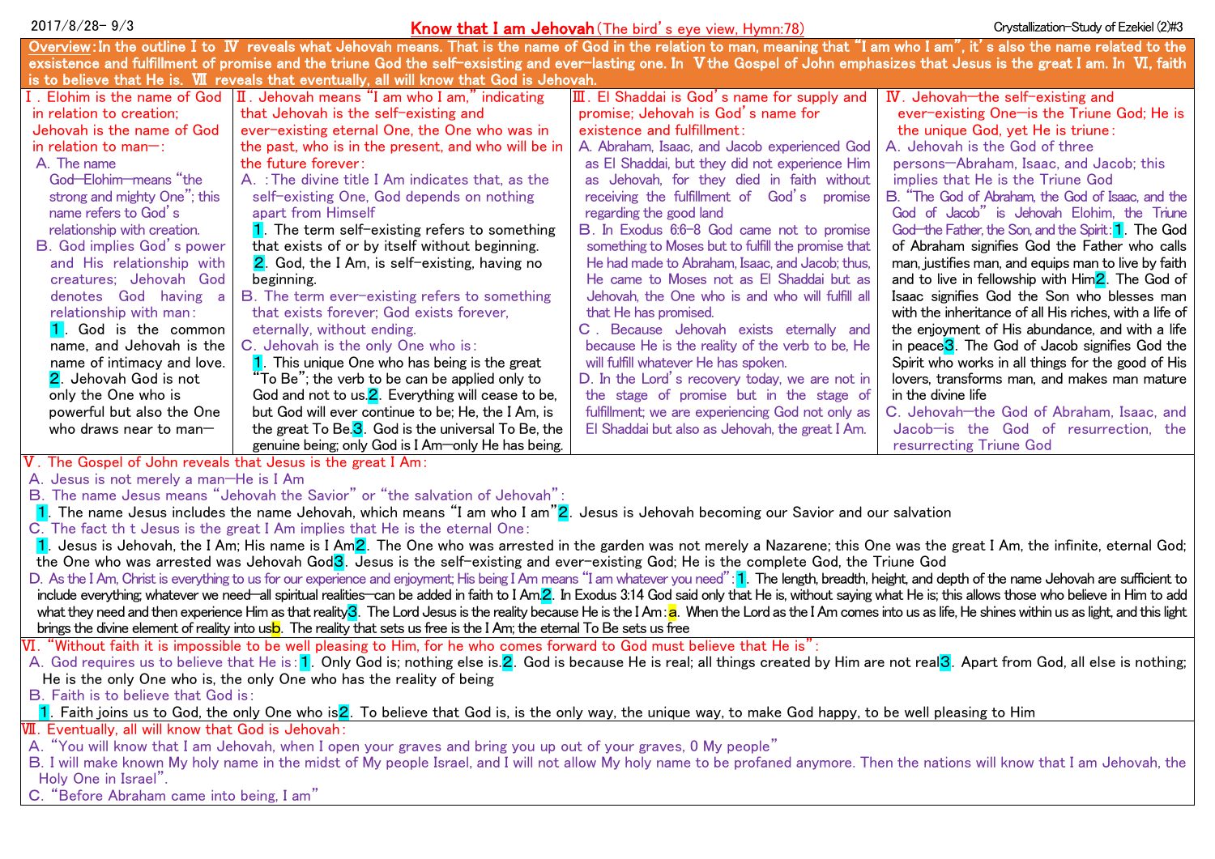2017/8/28- 9/3 Crystallization-Study of Ezekiel (2)#3

# Know that I am Jehovah (The bird's eye view, Hymn:78)

**Overview**: In the outline I to IV reveals what Jehovah means. That is the name of God in the relation to man, meaning that "I am who I am", it's also the name related to the exsistence and fulfillment of promise and the triune God the self-exsisting and ever-lasting one. In V the Gospel of John emphasizes that Jesus is the great I am. In VI, faith is to believe that He is. VII reveals that eventually, all will know that God is Jehovah.

## Ⅰ. Elohim is the name of God in relation to creation; Jehovah is the name of God in relation to man—:

A. The name God—Elohim—means "the strong and mighty One"; this name refers to God's relationship with creation.

B. God implies God's power and His relationship with creatures; Jehovah God denotes God having a relationship with man:

1. God is the common name, and Jehovah is the name of intimacy and love.
2. Jehovah God is not only the One who is powerful but also the One who draws near to man—

## Ⅱ. Jehovah means "I am who I am," indicating that Jehovah is the self-existing and ever-existing eternal One, the One who was in the past, who is in the present, and who will be in the future forever:

A. :The divine title I Am indicates that, as the self-existing One, God depends on nothing apart from Himself

1. The term self-existing refers to something that exists of or by itself without beginning.
2. God, the I Am, is self-existing, having no beginning.

B. The term ever-existing refers to something that exists forever; God exists forever, eternally, without ending.

C. Jehovah is the only One who is:

1. This unique One who has being is the great "To Be"; the verb to be can be applied only to God and not to us.
2. Everything will cease to be, but God will ever continue to be; He, the I Am, is the great To Be.
3. God is the universal To Be, the genuine being; only God is I Am—only He has being.

## Ⅲ. El Shaddai is God's name for supply and promise; Jehovah is God's name for existence and fulfillment:

A. Abraham, Isaac, and Jacob experienced God as El Shaddai, but they did not experience Him as Jehovah, for they died in faith without receiving the fulfillment of God's promise regarding the good land

B. In Exodus 6:6-8 God came not to promise something to Moses but to fulfill the promise that He had made to Abraham, Isaac, and Jacob; thus, He came to Moses not as El Shaddai but as Jehovah, the One who is and who will fulfill all that He has promised.

C. Because Jehovah exists eternally and because He is the reality of the verb to be, He will fulfill whatever He has spoken.

D. In the Lord's recovery today, we are not in the stage of promise but in the stage of fulfillment; we are experiencing God not only as El Shaddai but also as Jehovah, the great I Am.

## Ⅳ. Jehovah—the self-existing and ever-existing One—is the Triune God; He is the unique God, yet He is triune:

A. Jehovah is the God of three persons—Abraham, Isaac, and Jacob; this implies that He is the Triune God

B. "The God of Abraham, the God of Isaac, and the God of Jacob" is Jehovah Elohim, the Triune God—the Father, the Son, and the Spirit:

1. The God of Abraham signifies God the Father who calls man, justifies man, and equips man to live by faith and to live in fellowship with Him
2. The God of Isaac signifies God the Son who blesses man with the inheritance of all His riches, with a life of the enjoyment of His abundance, and with a life in peace
3. The God of Jacob signifies God the Spirit who works in all things for the good of His lovers, transforms man, and makes man mature in the divine life

C. Jehovah—the God of Abraham, Isaac, and Jacob—is the God of resurrection, the resurrecting Triune God

## Ⅴ. The Gospel of John reveals that Jesus is the great I Am:

A. Jesus is not merely a man—He is I Am

B. The name Jesus means "Jehovah the Savior" or "the salvation of Jehovah":

1. The name Jesus includes the name Jehovah, which means "I am who I am"
2. Jesus is Jehovah becoming our Savior and our salvation

C. The fact th t Jesus is the great I Am implies that He is the eternal One:

1. Jesus is Jehovah, the I Am; His name is I Am
2. The One who was arrested in the garden was not merely a Nazarene; this One was the great I Am, the infinite, eternal God; the One who was arrested was Jehovah God
3. Jesus is the self-existing and ever-existing God; He is the complete God, the Triune God

D. As the I Am, Christ is everything to us for our experience and enjoyment; His being I Am means "I am whatever you need":

1. The length, breadth, height, and depth of the name Jehovah are sufficient to include everything; whatever we need—all spiritual realities—can be added in faith to I Am.
2. In Exodus 3:14 God said only that He is, without saying what He is; this allows those who believe in Him to add what they need and then experience Him as that reality
3. The Lord Jesus is the reality because He is the I Am:
   a. When the Lord as the I Am comes into us as life, He shines within us as light, and this light brings the divine element of reality into us
   b. The reality that sets us free is the I Am; the eternal To Be sets us free

## Ⅵ. "Without faith it is impossible to be well pleasing to Him, for he who comes forward to God must believe that He is":

A. God requires us to believe that He is:

1. Only God is; nothing else is.
2. God is because He is real; all things created by Him are not real
3. Apart from God, all else is nothing; He is the only One who is, the only One who has the reality of being

B. Faith is to believe that God is:

1. Faith joins us to God, the only One who is
2. To believe that God is, is the only way, the unique way, to make God happy, to be well pleasing to Him

## Ⅶ. Eventually, all will know that God is Jehovah:

A. "You will know that I am Jehovah, when I open your graves and bring you up out of your graves, 0 My people"

B. I will make known My holy name in the midst of My people Israel, and I will not allow My holy name to be profaned anymore. Then the nations will know that I am Jehovah, the Holy One in Israel".

C. "Before Abraham came into being, I am"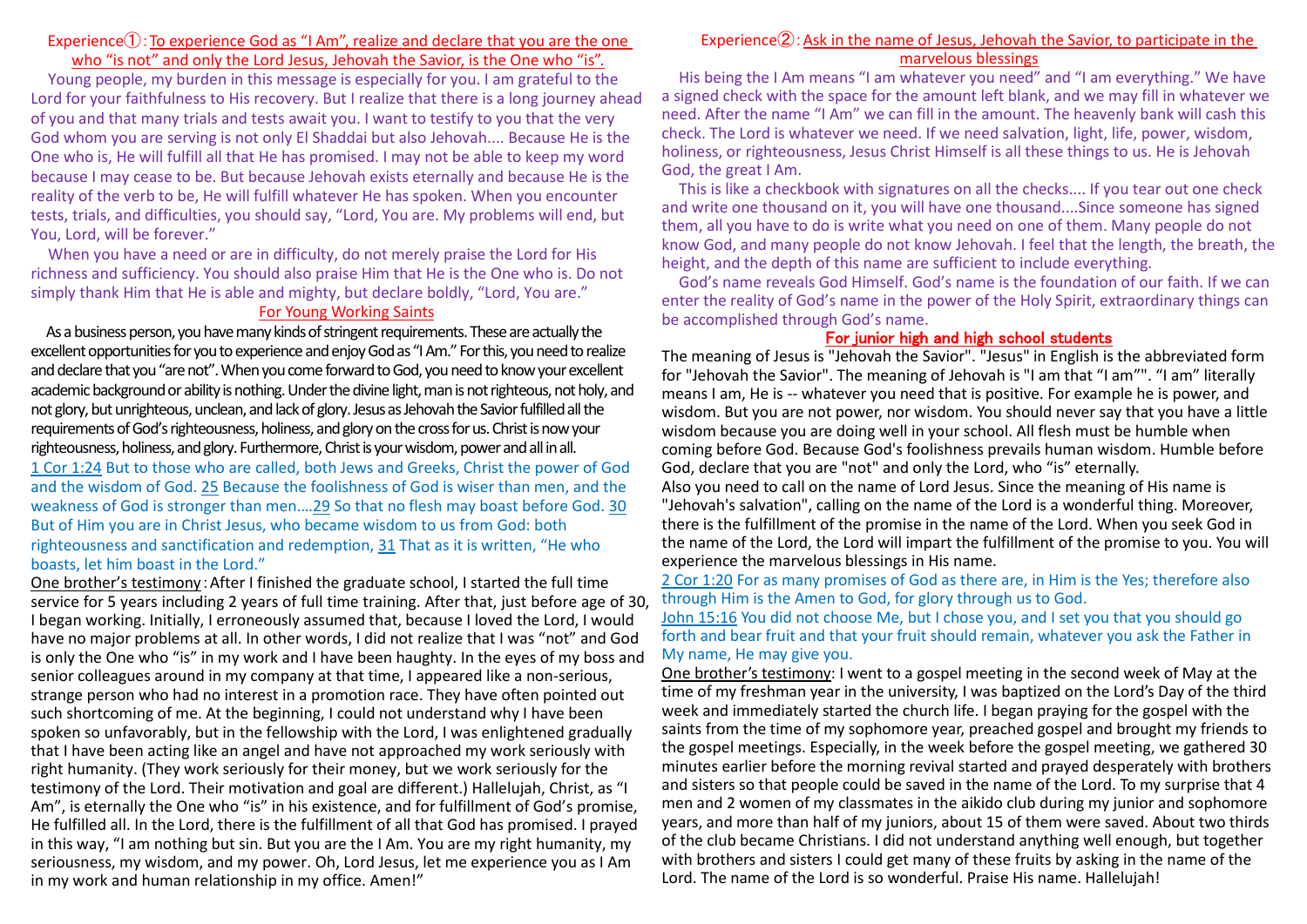## Experience①: To experience God as "I Am", realize and declare that you are the one who "is not" and only the Lord Jesus, Jehovah the Savior, is the One who "is".

Young people, my burden in this message is especially for you. I am grateful to the Lord for your faithfulness to His recovery. But I realize that there is a long journey ahead of you and that many trials and tests await you. I want to testify to you that the very God whom you are serving is not only El Shaddai but also Jehovah.... Because He is the One who is, He will fulfill all that He has promised. I may not be able to keep my word because I may cease to be. But because Jehovah exists eternally and because He is the reality of the verb to be, He will fulfill whatever He has spoken. When you encounter tests, trials, and difficulties, you should say, "Lord, You are. My problems will end, but You, Lord, will be forever."

When you have a need or are in difficulty, do not merely praise the Lord for His richness and sufficiency. You should also praise Him that He is the One who is. Do not simply thank Him that He is able and mighty, but declare boldly, "Lord, You are."

### For Young Working Saints

As a business person, you have many kinds of stringent requirements. These are actually the excellent opportunities for you to experience and enjoy God as "I Am." For this, you need to realize and declare that you "are not". When you come forward to God, you need to know your excellent academic background or ability is nothing. Under the divine light, man is not righteous, not holy, and not glory, but unrighteous, unclean, and lack of glory. Jesus as Jehovah the Savior fulfilled all the requirements of God's righteousness, holiness, and glory on the cross for us. Christ is now your righteousness, holiness, and glory. Furthermore, Christ is your wisdom, power and all in all.

1 Cor 1:24 But to those who are called, both Jews and Greeks, Christ the power of God and the wisdom of God. 25 Because the foolishness of God is wiser than men, and the weakness of God is stronger than men....29 So that no flesh may boast before God. 30 But of Him you are in Christ Jesus, who became wisdom to us from God: both righteousness and sanctification and redemption, 31 That as it is written, "He who boasts, let him boast in the Lord."

One brother's testimony: After I finished the graduate school, I started the full time service for 5 years including 2 years of full time training. After that, just before age of 30, I began working. Initially, I erroneously assumed that, because I loved the Lord, I would have no major problems at all. In other words, I did not realize that I was "not" and God is only the One who "is" in my work and I have been haughty. In the eyes of my boss and senior colleagues around in my company at that time, I appeared like a non-serious, strange person who had no interest in a promotion race. They have often pointed out such shortcoming of me. At the beginning, I could not understand why I have been spoken so unfavorably, but in the fellowship with the Lord, I was enlightened gradually that I have been acting like an angel and have not approached my work seriously with right humanity. (They work seriously for their money, but we work seriously for the testimony of the Lord. Their motivation and goal are different.) Hallelujah, Christ, as "I Am", is eternally the One who "is" in his existence, and for fulfillment of God's promise, He fulfilled all. In the Lord, there is the fulfillment of all that God has promised. I prayed in this way, "I am nothing but sin. But you are the I Am. You are my right humanity, my seriousness, my wisdom, and my power. Oh, Lord Jesus, let me experience you as I Am in my work and human relationship in my office. Amen!"

## Experience②: Ask in the name of Jesus, Jehovah the Savior, to participate in the marvelous blessings

His being the I Am means "I am whatever you need" and "I am everything." We have a signed check with the space for the amount left blank, and we may fill in whatever we need. After the name "I Am" we can fill in the amount. The heavenly bank will cash this check. The Lord is whatever we need. If we need salvation, light, life, power, wisdom, holiness, or righteousness, Jesus Christ Himself is all these things to us. He is Jehovah God, the great I Am.

This is like a checkbook with signatures on all the checks.... If you tear out one check and write one thousand on it, you will have one thousand....Since someone has signed them, all you have to do is write what you need on one of them. Many people do not know God, and many people do not know Jehovah. I feel that the length, the breath, the height, and the depth of this name are sufficient to include everything.

God's name reveals God Himself. God's name is the foundation of our faith. If we can enter the reality of God's name in the power of the Holy Spirit, extraordinary things can be accomplished through God's name.

### For junior high and high school students

The meaning of Jesus is "Jehovah the Savior". "Jesus" in English is the abbreviated form for "Jehovah the Savior". The meaning of Jehovah is "I am that "I am"". "I am" literally means I am, He is -- whatever you need that is positive. For example he is power, and wisdom. But you are not power, nor wisdom. You should never say that you have a little wisdom because you are doing well in your school. All flesh must be humble when coming before God. Because God's foolishness prevails human wisdom. Humble before God, declare that you are "not" and only the Lord, who "is" eternally.

Also you need to call on the name of Lord Jesus. Since the meaning of His name is "Jehovah's salvation", calling on the name of the Lord is a wonderful thing. Moreover, there is the fulfillment of the promise in the name of the Lord. When you seek God in the name of the Lord, the Lord will impart the fulfillment of the promise to you. You will experience the marvelous blessings in His name.

2 Cor 1:20 For as many promises of God as there are, in Him is the Yes; therefore also through Him is the Amen to God, for glory through us to God.

John 15:16 You did not choose Me, but I chose you, and I set you that you should go forth and bear fruit and that your fruit should remain, whatever you ask the Father in My name, He may give you.

One brother's testimony: I went to a gospel meeting in the second week of May at the time of my freshman year in the university, I was baptized on the Lord's Day of the third week and immediately started the church life. I began praying for the gospel with the saints from the time of my sophomore year, preached gospel and brought my friends to the gospel meetings. Especially, in the week before the gospel meeting, we gathered 30 minutes earlier before the morning revival started and prayed desperately with brothers and sisters so that people could be saved in the name of the Lord. To my surprise that 4 men and 2 women of my classmates in the aikido club during my junior and sophomore years, and more than half of my juniors, about 15 of them were saved. About two thirds of the club became Christians. I did not understand anything well enough, but together with brothers and sisters I could get many of these fruits by asking in the name of the Lord. The name of the Lord is so wonderful. Praise His name. Hallelujah!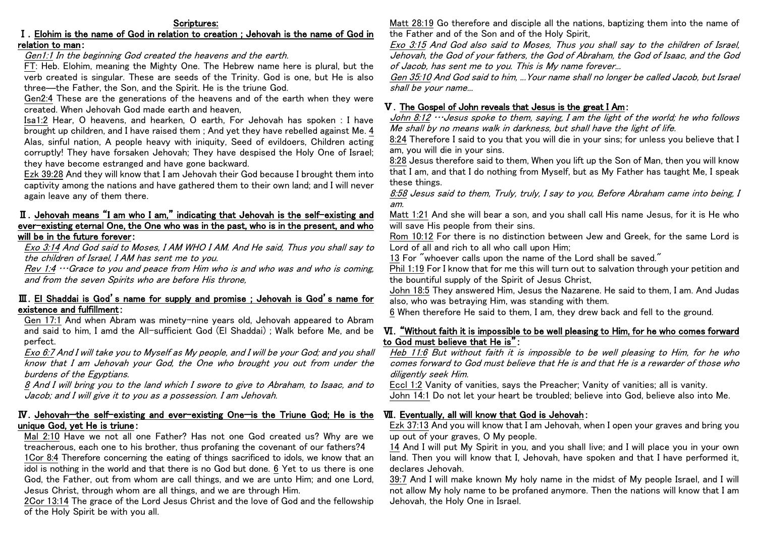## Scriptures:

### Ⅰ. Elohim is the name of God in relation to creation ; Jehovah is the name of God in relation to man:

*Gen1:1 In the beginning God created the heavens and the earth.*

FT: Heb. Elohim, meaning the Mighty One. The Hebrew name here is plural, but the verb created is singular. These are seeds of the Trinity. God is one, but He is also three—the Father, the Son, and the Spirit. He is the triune God.

Gen2:4 These are the generations of the heavens and of the earth when they were created. When Jehovah God made earth and heaven,

Isa1:2 Hear, O heavens, and hearken, O earth, For Jehovah has spoken : I have brought up children, and I have raised them ; And yet they have rebelled against Me. 4 Alas, sinful nation, A people heavy with iniquity, Seed of evildoers, Children acting corruptly! They have forsaken Jehovah; They have despised the Holy One of Israel; they have become estranged and have gone backward.

Ezk 39:28 And they will know that I am Jehovah their God because I brought them into captivity among the nations and have gathered them to their own land; and I will never again leave any of them there.

### Ⅱ. Jehovah means "I am who I am," indicating that Jehovah is the self-existing and ever-existing eternal One, the One who was in the past, who is in the present, and who will be in the future forever:

*Exo 3:14 And God said to Moses, I AM WHO I AM. And He said, Thus you shall say to the children of Israel, I AM has sent me to you.*

*Rev 1:4 …Grace to you and peace from Him who is and who was and who is coming, and from the seven Spirits who are before His throne,*

### Ⅲ. El Shaddai is God's name for supply and promise ; Jehovah is God's name for existence and fulfillment:

Gen 17:1 And when Abram was minety-nine years old, Jehovah appeared to Abram and said to him, I amd the All-sufficient God (El Shaddai) ; Walk before Me, and be perfect.

*Exo 6:7 And I will take you to Myself as My people, and I will be your God; and you shall know that I am Jehovah your God, the One who brought you out from under the burdens of the Egyptians.*

*8 And I will bring you to the land which I swore to give to Abraham, to Isaac, and to Jacob; and I will give it to you as a possession. I am Jehovah.*

### Ⅳ. Jehovah—the self-existing and ever-existing One—is the Triune God; He is the unique God, yet He is triune:

Mal 2:10 Have we not all one Father? Has not one God created us? Why are we treacherous, each one to his brother, thus profaning the covenant of our fathers?4

1Cor 8:4 Therefore concerning the eating of things sacrificed to idols, we know that an idol is nothing in the world and that there is no God but done. 6 Yet to us there is one God, the Father, out from whom are call things, and we are unto Him; and one Lord, Jesus Christ, through whom are all things, and we are through Him.

2Cor 13:14 The grace of the Lord Jesus Christ and the love of God and the fellowship of the Holy Spirit be with you all.

Matt 28:19 Go therefore and disciple all the nations, baptizing them into the name of the Father and of the Son and of the Holy Spirit,

*Exo 3:15 And God also said to Moses, Thus you shall say to the children of Israel, Jehovah, the God of your fathers, the God of Abraham, the God of Isaac, and the God of Jacob, has sent me to you. This is My name forever…*

*Gen 35:10 And God said to him, …Your name shall no longer be called Jacob, but Israel shall be your name…*

### Ⅴ. The Gospel of John reveals that Jesus is the great I Am:

*John 8:12 …Jesus spoke to them, saying, I am the light of the world; he who follows Me shall by no means walk in darkness, but shall have the light of life.*

8:24 Therefore I said to you that you will die in your sins; for unless you believe that I am, you will die in your sins.

8:28 Jesus therefore said to them, When you lift up the Son of Man, then you will know that I am, and that I do nothing from Myself, but as My Father has taught Me, I speak these things.

*8:58 Jesus said to them, Truly, truly, I say to you, Before Abraham came into being, I am.*

Matt 1:21 And she will bear a son, and you shall call His name Jesus, for it is He who will save His people from their sins.

Rom 10:12 For there is no distinction between Jew and Greek, for the same Lord is Lord of all and rich to all who call upon Him;

13 For "whoever calls upon the name of the Lord shall be saved."

Phil 1:19 For I know that for me this will turn out to salvation through your petition and the bountiful supply of the Spirit of Jesus Christ,

John 18:5 They answered Him, Jesus the Nazarene. He said to them, I am. And Judas also, who was betraying Him, was standing with them.

6 When therefore He said to them, I am, they drew back and fell to the ground.

### Ⅵ. "Without faith it is impossible to be well pleasing to Him, for he who comes forward to God must believe that He is":

*Heb 11:6 But without faith it is impossible to be well pleasing to Him, for he who comes forward to God must believe that He is and that He is a rewarder of those who diligently seek Him.*

Eccl 1:2 Vanity of vanities, says the Preacher; Vanity of vanities; all is vanity.

John 14:1 Do not let your heart be troubled; believe into God, believe also into Me.

### Ⅶ. Eventually, all will know that God is Jehovah:

Ezk 37:13 And you will know that I am Jehovah, when I open your graves and bring you up out of your graves, O My people.

14 And I will put My Spirit in you, and you shall live; and I will place you in your own land. Then you will know that I, Jehovah, have spoken and that I have performed it, declares Jehovah.

39:7 And I will make known My holy name in the midst of My people Israel, and I will not allow My holy name to be profaned anymore. Then the nations will know that I am Jehovah, the Holy One in Israel.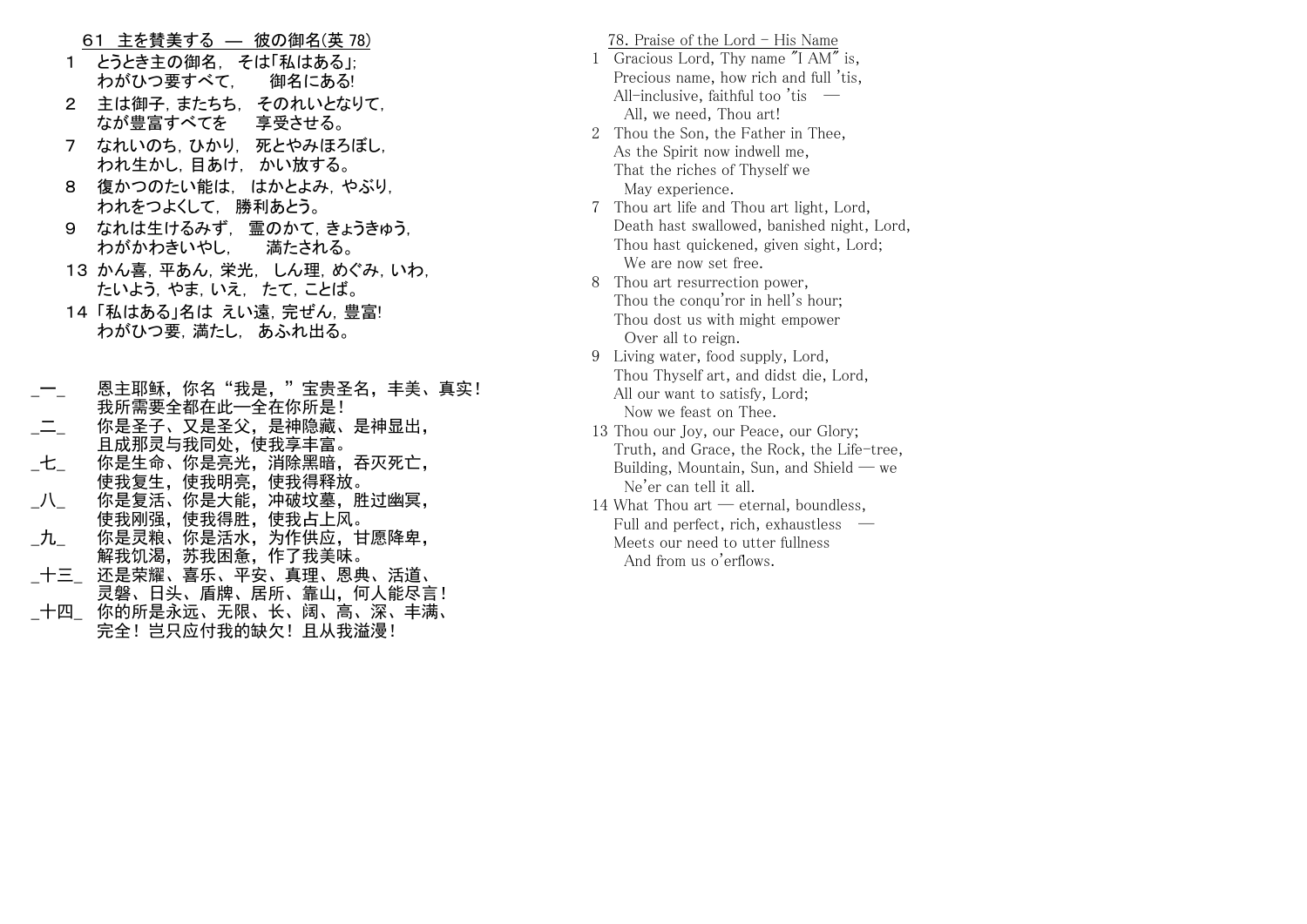61　主を賛美する ― 彼の御名(英 78)

1　とうとき主の御名，　そは｢私はある｣;
　　わがひつ要すべて，　　御名にある!

2　主は御子，またちち，　そのれいとなりて，
　　なが豊富すべてを　　享受させる。

7　なれいのち，ひかり，　死とやみほろぼし，
　　われ生かし，目あけ，　かい放する。

8　復かつのたい能は，　はかとよみ，やぶり，
　　われをつよくして，　勝利あとう。

9　なれは生けるみず，　霊のかて，きょうきゅう，
　　わがかわきいやし，　　満たされる。

13　かん喜，平あん，栄光，　しん理，めぐみ，いわ，
　　たいよう，やま，いえ，　たて，ことば。

14　｢私はある｣名は えい遠，完ぜん，豊富!
　　わがひつ要，満たし，　あふれ出る。

一　恩主耶稣，你名“我是，”宝贵圣名，丰美、真实！
　　我所需要全都在此—全在你所是！

二　你是圣子、又是圣父，是神隐藏、是神显出，
　　且成那灵与我同处，使我享丰富。

七　你是生命、你是亮光，消除黑暗，吞灭死亡，
　　使我复生，使我明亮，使我得释放。

八　你是复活、你是大能，冲破坟墓，胜过幽冥，
　　使我刚强，使我得胜，使我占上风。

九　你是灵粮、你是活水，为作供应，甘愿降卑，
　　解我饥渴，苏我困惫，作了我美味。

十三　还是荣耀、喜乐、平安、真理、恩典、活道、
　　灵磐、日头、盾牌、居所、靠山，何人能尽言！

十四　你的所是永远、无限、长、阔、高、深、丰满、
　　完全！岂只应付我的缺欠！且从我溢漫！

78. Praise of the Lord – His Name

1　Gracious Lord, Thy name "I AM" is,
　　Precious name, how rich and full 'tis,
　　All-inclusive, faithful too 'tis —
　　　All, we need, Thou art!

2　Thou the Son, the Father in Thee,
　　As the Spirit now indwell me,
　　That the riches of Thyself we
　　　May experience.

7　Thou art life and Thou art light, Lord,
　　Death hast swallowed, banished night, Lord,
　　Thou hast quickened, given sight, Lord;
　　　We are now set free.

8　Thou art resurrection power,
　　Thou the conqu'ror in hell's hour;
　　Thou dost us with might empower
　　　Over all to reign.

9　Living water, food supply, Lord,
　　Thou Thyself art, and didst die, Lord,
　　All our want to satisfy, Lord;
　　　Now we feast on Thee.

13　Thou our Joy, our Peace, our Glory;
　　Truth, and Grace, the Rock, the Life-tree,
　　Building, Mountain, Sun, and Shield — we
　　　Ne'er can tell it all.

14　What Thou art — eternal, boundless,
　　Full and perfect, rich, exhaustless —
　　Meets our need to utter fullness
　　　And from us o'erflows.